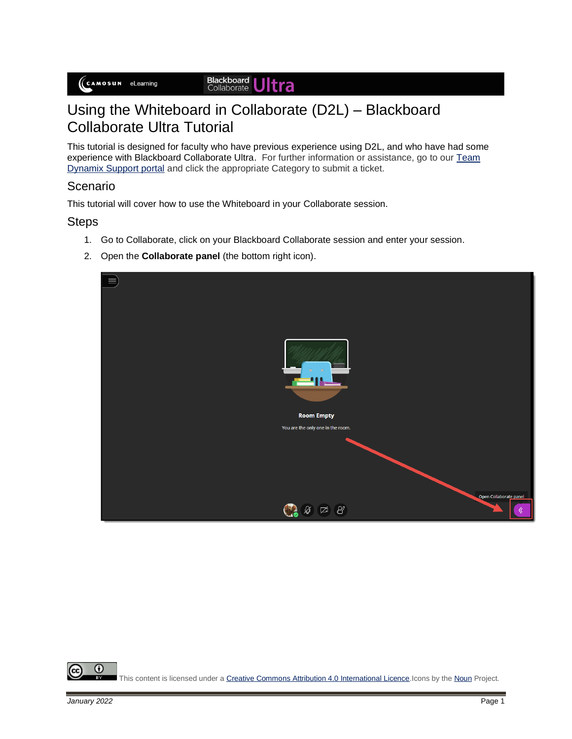# Using the Whiteboard in Collaborate (D2L) – Blackboard Collaborate Ultra Tutorial

This tutorial is designed for faculty who have previous experience using D2L, and who have had some experience with Blackboard Collaborate Ultra. For further information or assistance, go to our [Team Dynamix Support portal]() and click the appropriate Category to submit a ticket.

## Scenario

This tutorial will cover how to use the Whiteboard in your Collaborate session.

## Steps

1. Go to Collaborate, click on your Blackboard Collaborate session and enter your session.
2. Open the **Collaborate panel** (the bottom right icon).

This content is licensed under a [Creative Commons Attribution 4.0 International Licence](). Icons by the [Noun]() Project.

*January 2022*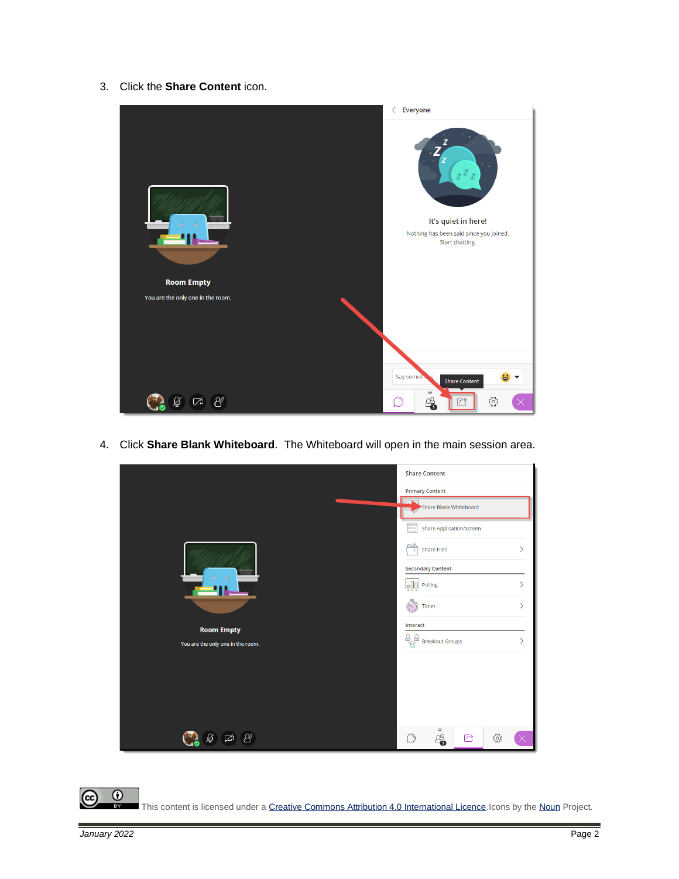3. Click the **Share Content** icon.

4. Click **Share Blank Whiteboard**. The Whiteboard will open in the main session area.

This content is licensed under a [Creative Commons Attribution 4.0 International Licence](). Icons by the [Noun]() Project.

*January 2022*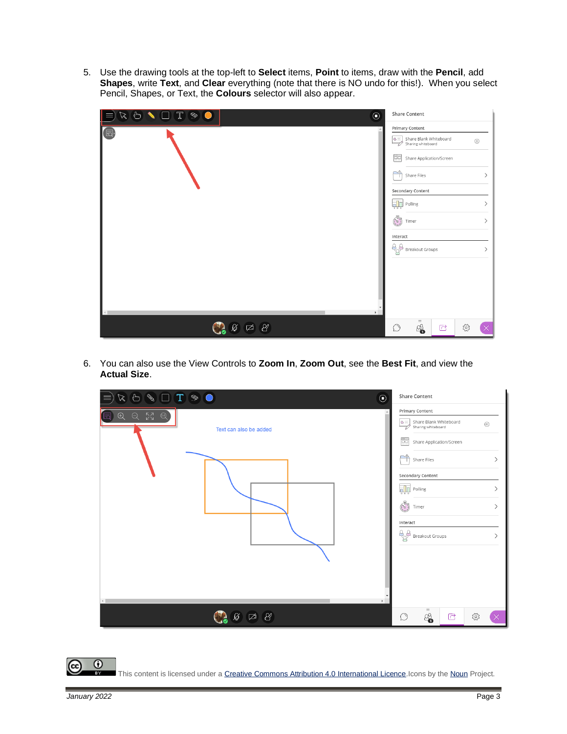5. Use the drawing tools at the top-left to **Select** items, **Point** to items, draw with the **Pencil**, add **Shapes**, write **Text**, and **Clear** everything (note that there is NO undo for this!). When you select Pencil, Shapes, or Text, the **Colours** selector will also appear.

6. You can also use the View Controls to **Zoom In**, **Zoom Out**, see the **Best Fit**, and view the **Actual Size**.

This content is licensed under a Creative Commons Attribution 4.0 International Licence.Icons by the Noun Project.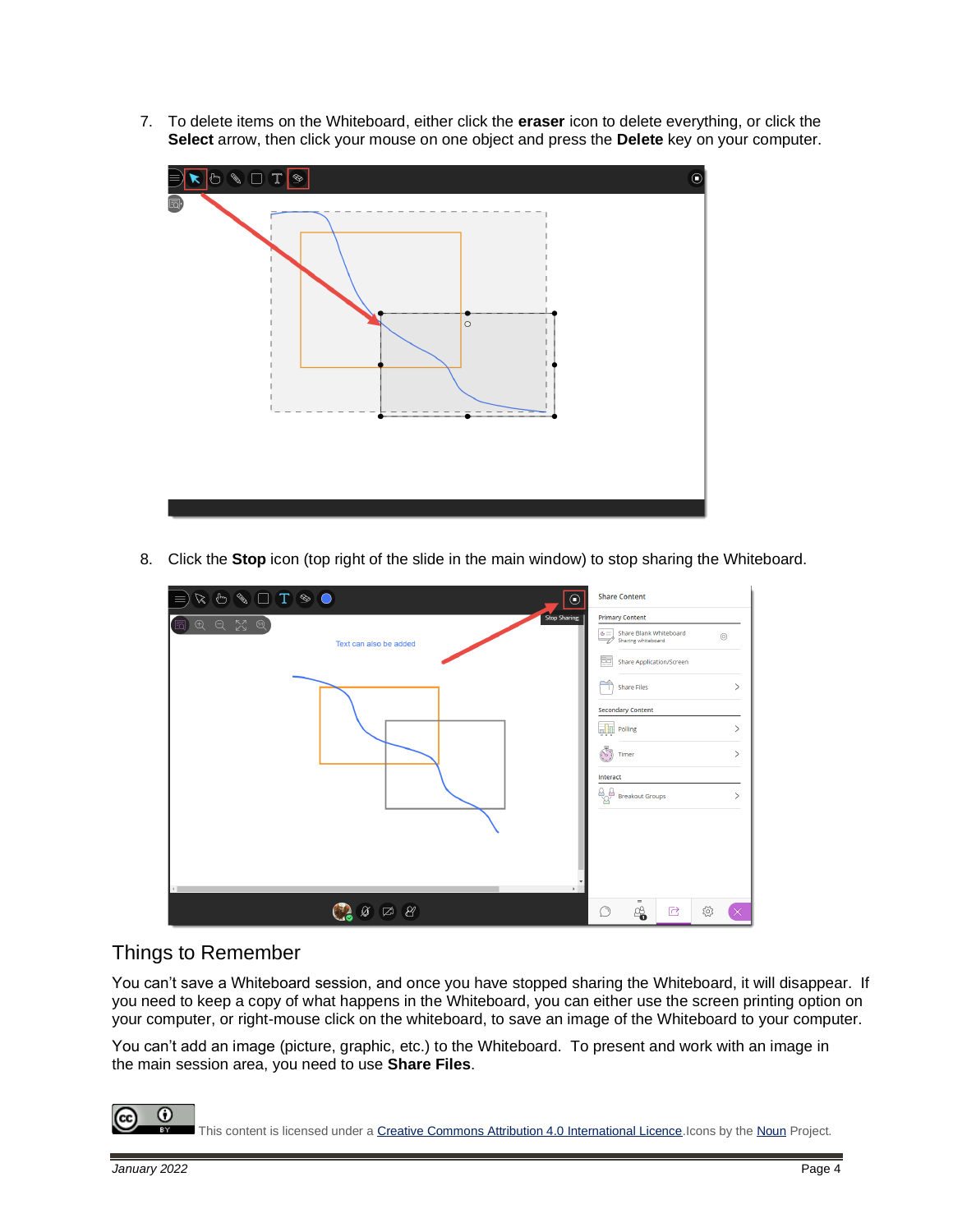7. To delete items on the Whiteboard, either click the **eraser** icon to delete everything, or click the **Select** arrow, then click your mouse on one object and press the **Delete** key on your computer.

8. Click the **Stop** icon (top right of the slide in the main window) to stop sharing the Whiteboard.

## Things to Remember

You can't save a Whiteboard session, and once you have stopped sharing the Whiteboard, it will disappear. If you need to keep a copy of what happens in the Whiteboard, you can either use the screen printing option on your computer, or right-mouse click on the whiteboard, to save an image of the Whiteboard to your computer.

You can't add an image (picture, graphic, etc.) to the Whiteboard. To present and work with an image in the main session area, you need to use **Share Files**.

This content is licensed under a [Creative Commons Attribution 4.0 International Licence](). Icons by the [Noun]() Project.